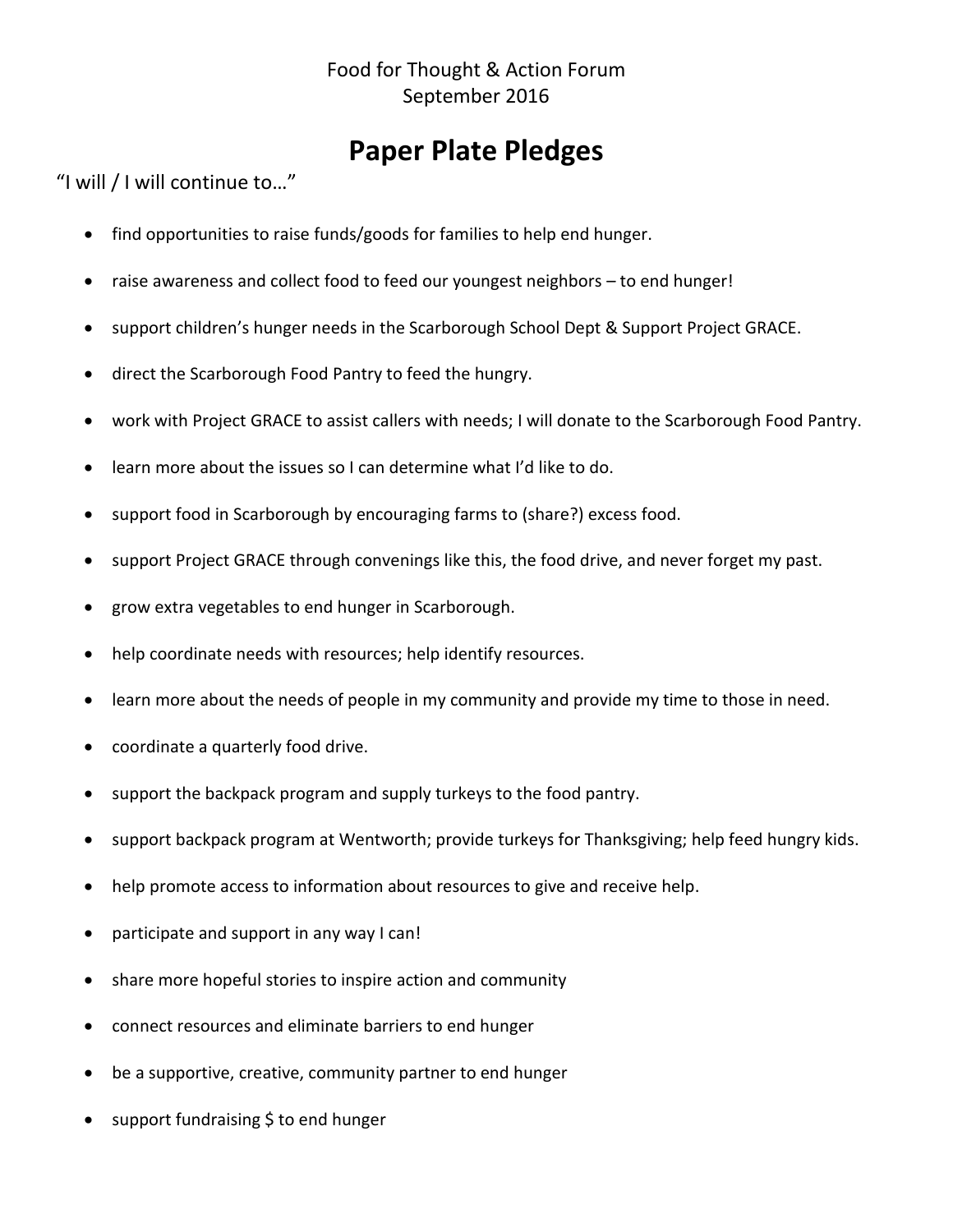Food for Thought & Action Forum
September 2016

# Paper Plate Pledges

"I will / I will continue to…"

- find opportunities to raise funds/goods for families to help end hunger.
- raise awareness and collect food to feed our youngest neighbors – to end hunger!
- support children's hunger needs in the Scarborough School Dept & Support Project GRACE.
- direct the Scarborough Food Pantry to feed the hungry.
- work with Project GRACE to assist callers with needs; I will donate to the Scarborough Food Pantry.
- learn more about the issues so I can determine what I'd like to do.
- support food in Scarborough by encouraging farms to (share?) excess food.
- support Project GRACE through convenings like this, the food drive, and never forget my past.
- grow extra vegetables to end hunger in Scarborough.
- help coordinate needs with resources; help identify resources.
- learn more about the needs of people in my community and provide my time to those in need.
- coordinate a quarterly food drive.
- support the backpack program and supply turkeys to the food pantry.
- support backpack program at Wentworth; provide turkeys for Thanksgiving; help feed hungry kids.
- help promote access to information about resources to give and receive help.
- participate and support in any way I can!
- share more hopeful stories to inspire action and community
- connect resources and eliminate barriers to end hunger
- be a supportive, creative, community partner to end hunger
- support fundraising $ to end hunger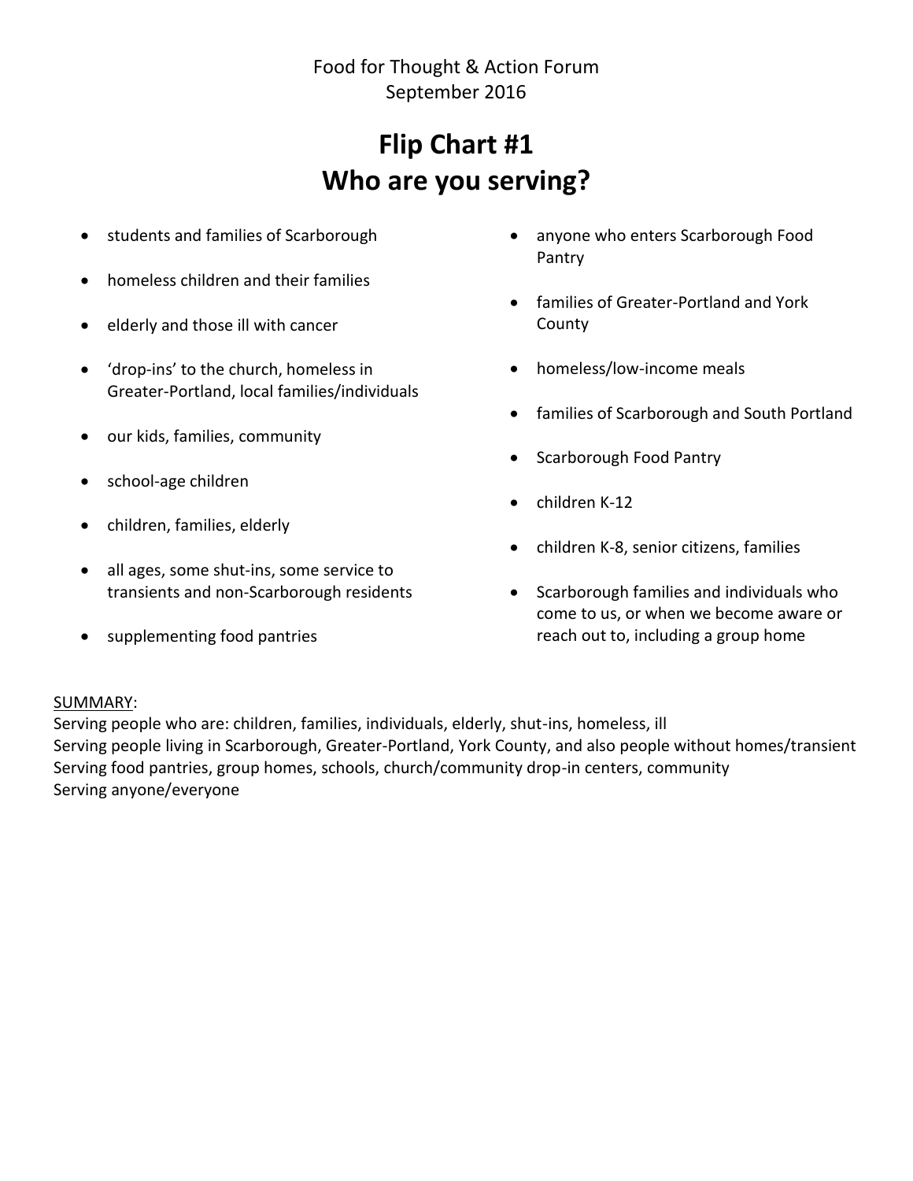Food for Thought & Action Forum
September 2016

# Flip Chart #1
# Who are you serving?

- students and families of Scarborough
- homeless children and their families
- elderly and those ill with cancer
- 'drop-ins' to the church, homeless in Greater-Portland, local families/individuals
- our kids, families, community
- school-age children
- children, families, elderly
- all ages, some shut-ins, some service to transients and non-Scarborough residents
- supplementing food pantries
- anyone who enters Scarborough Food Pantry
- families of Greater-Portland and York County
- homeless/low-income meals
- families of Scarborough and South Portland
- Scarborough Food Pantry
- children K-12
- children K-8, senior citizens, families
- Scarborough families and individuals who come to us, or when we become aware or reach out to, including a group home

<u>SUMMARY</u>:
Serving people who are: children, families, individuals, elderly, shut-ins, homeless, ill
Serving people living in Scarborough, Greater-Portland, York County, and also people without homes/transient
Serving food pantries, group homes, schools, church/community drop-in centers, community
Serving anyone/everyone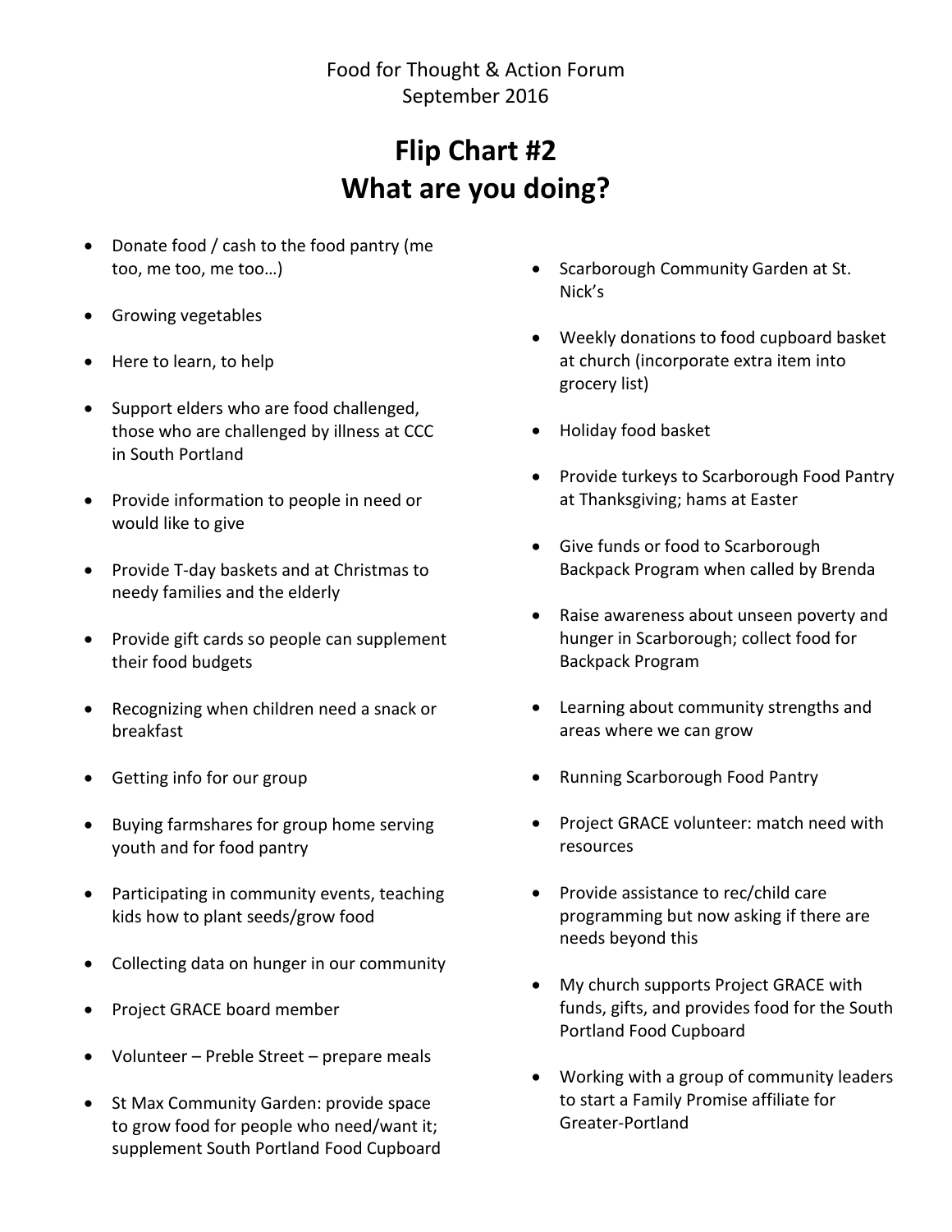Food for Thought & Action Forum
September 2016

# Flip Chart #2
# What are you doing?

- Donate food / cash to the food pantry (me too, me too, me too…)
- Growing vegetables
- Here to learn, to help
- Support elders who are food challenged, those who are challenged by illness at CCC in South Portland
- Provide information to people in need or would like to give
- Provide T-day baskets and at Christmas to needy families and the elderly
- Provide gift cards so people can supplement their food budgets
- Recognizing when children need a snack or breakfast
- Getting info for our group
- Buying farmshares for group home serving youth and for food pantry
- Participating in community events, teaching kids how to plant seeds/grow food
- Collecting data on hunger in our community
- Project GRACE board member
- Volunteer – Preble Street – prepare meals
- St Max Community Garden: provide space to grow food for people who need/want it; supplement South Portland Food Cupboard
- Scarborough Community Garden at St. Nick's
- Weekly donations to food cupboard basket at church (incorporate extra item into grocery list)
- Holiday food basket
- Provide turkeys to Scarborough Food Pantry at Thanksgiving; hams at Easter
- Give funds or food to Scarborough Backpack Program when called by Brenda
- Raise awareness about unseen poverty and hunger in Scarborough; collect food for Backpack Program
- Learning about community strengths and areas where we can grow
- Running Scarborough Food Pantry
- Project GRACE volunteer: match need with resources
- Provide assistance to rec/child care programming but now asking if there are needs beyond this
- My church supports Project GRACE with funds, gifts, and provides food for the South Portland Food Cupboard
- Working with a group of community leaders to start a Family Promise affiliate for Greater-Portland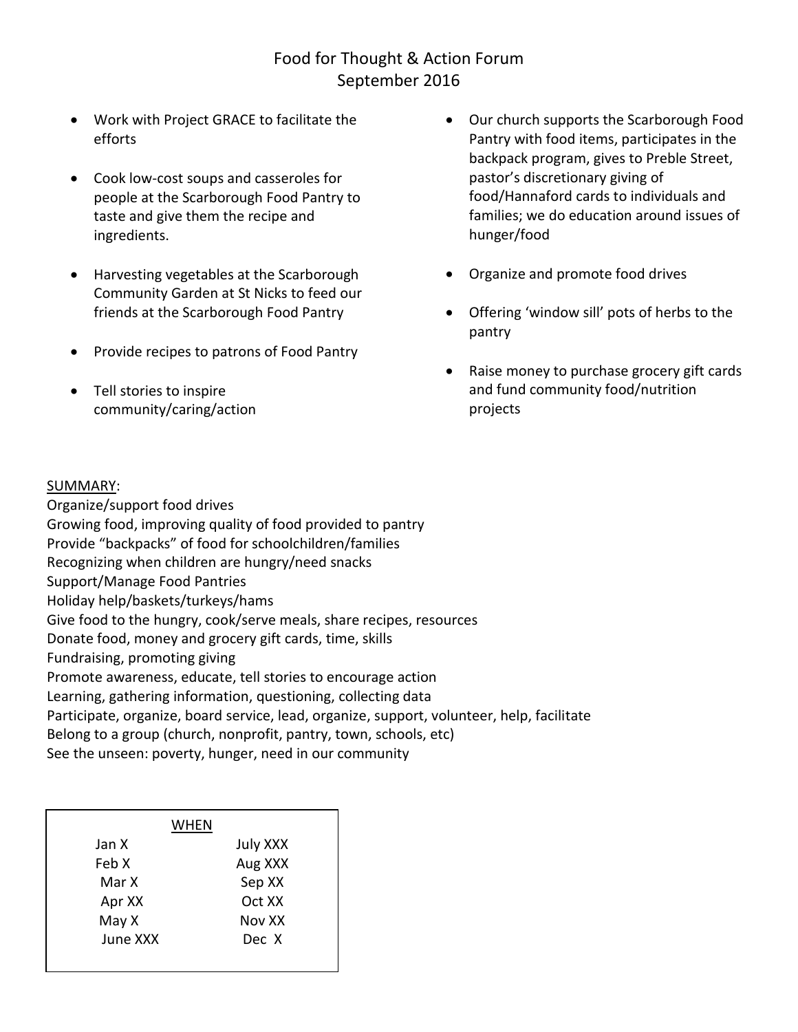# Food for Thought & Action Forum
## September 2016

- Work with Project GRACE to facilitate the efforts
- Cook low-cost soups and casseroles for people at the Scarborough Food Pantry to taste and give them the recipe and ingredients.
- Harvesting vegetables at the Scarborough Community Garden at St Nicks to feed our friends at the Scarborough Food Pantry
- Provide recipes to patrons of Food Pantry
- Tell stories to inspire community/caring/action
- Our church supports the Scarborough Food Pantry with food items, participates in the backpack program, gives to Preble Street, pastor's discretionary giving of food/Hannaford cards to individuals and families; we do education around issues of hunger/food
- Organize and promote food drives
- Offering 'window sill' pots of herbs to the pantry
- Raise money to purchase grocery gift cards and fund community food/nutrition projects

SUMMARY:

Organize/support food drives
Growing food, improving quality of food provided to pantry
Provide "backpacks" of food for schoolchildren/families
Recognizing when children are hungry/need snacks
Support/Manage Food Pantries
Holiday help/baskets/turkeys/hams
Give food to the hungry, cook/serve meals, share recipes, resources
Donate food, money and grocery gift cards, time, skills
Fundraising, promoting giving
Promote awareness, educate, tell stories to encourage action
Learning, gathering information, questioning, collecting data
Participate, organize, board service, lead, organize, support, volunteer, help, facilitate
Belong to a group (church, nonprofit, pantry, town, schools, etc)
See the unseen: poverty, hunger, need in our community

| WHEN | |
|---|---|
| Jan X | July XXX |
| Feb X | Aug XXX |
| Mar X | Sep XX |
| Apr XX | Oct XX |
| May X | Nov XX |
| June XXX | Dec X |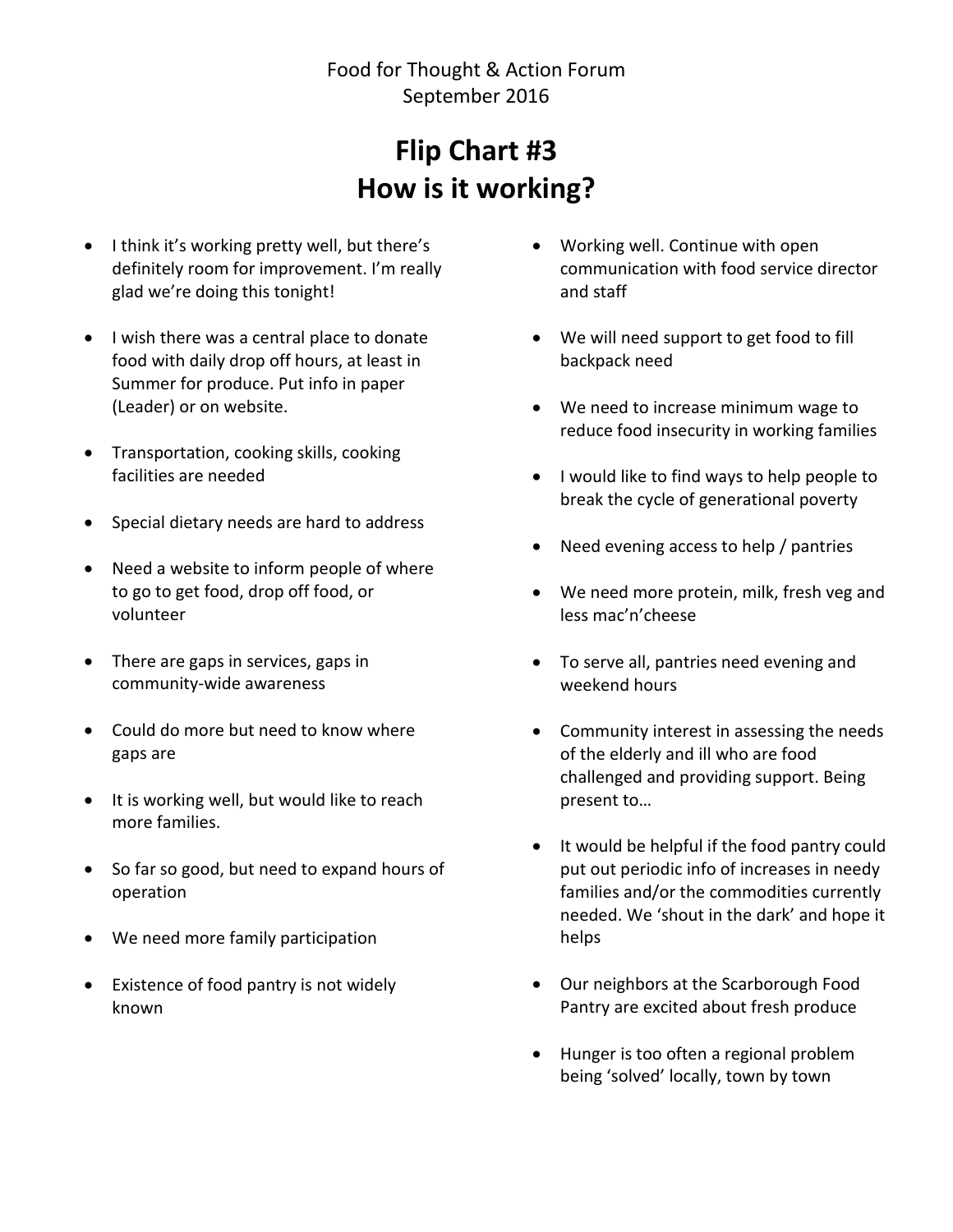Food for Thought & Action Forum
September 2016

# Flip Chart #3
# How is it working?

- I think it's working pretty well, but there's definitely room for improvement. I'm really glad we're doing this tonight!
- I wish there was a central place to donate food with daily drop off hours, at least in Summer for produce. Put info in paper (Leader) or on website.
- Transportation, cooking skills, cooking facilities are needed
- Special dietary needs are hard to address
- Need a website to inform people of where to go to get food, drop off food, or volunteer
- There are gaps in services, gaps in community-wide awareness
- Could do more but need to know where gaps are
- It is working well, but would like to reach more families.
- So far so good, but need to expand hours of operation
- We need more family participation
- Existence of food pantry is not widely known
- Working well. Continue with open communication with food service director and staff
- We will need support to get food to fill backpack need
- We need to increase minimum wage to reduce food insecurity in working families
- I would like to find ways to help people to break the cycle of generational poverty
- Need evening access to help / pantries
- We need more protein, milk, fresh veg and less mac'n'cheese
- To serve all, pantries need evening and weekend hours
- Community interest in assessing the needs of the elderly and ill who are food challenged and providing support. Being present to…
- It would be helpful if the food pantry could put out periodic info of increases in needy families and/or the commodities currently needed. We 'shout in the dark' and hope it helps
- Our neighbors at the Scarborough Food Pantry are excited about fresh produce
- Hunger is too often a regional problem being 'solved' locally, town by town